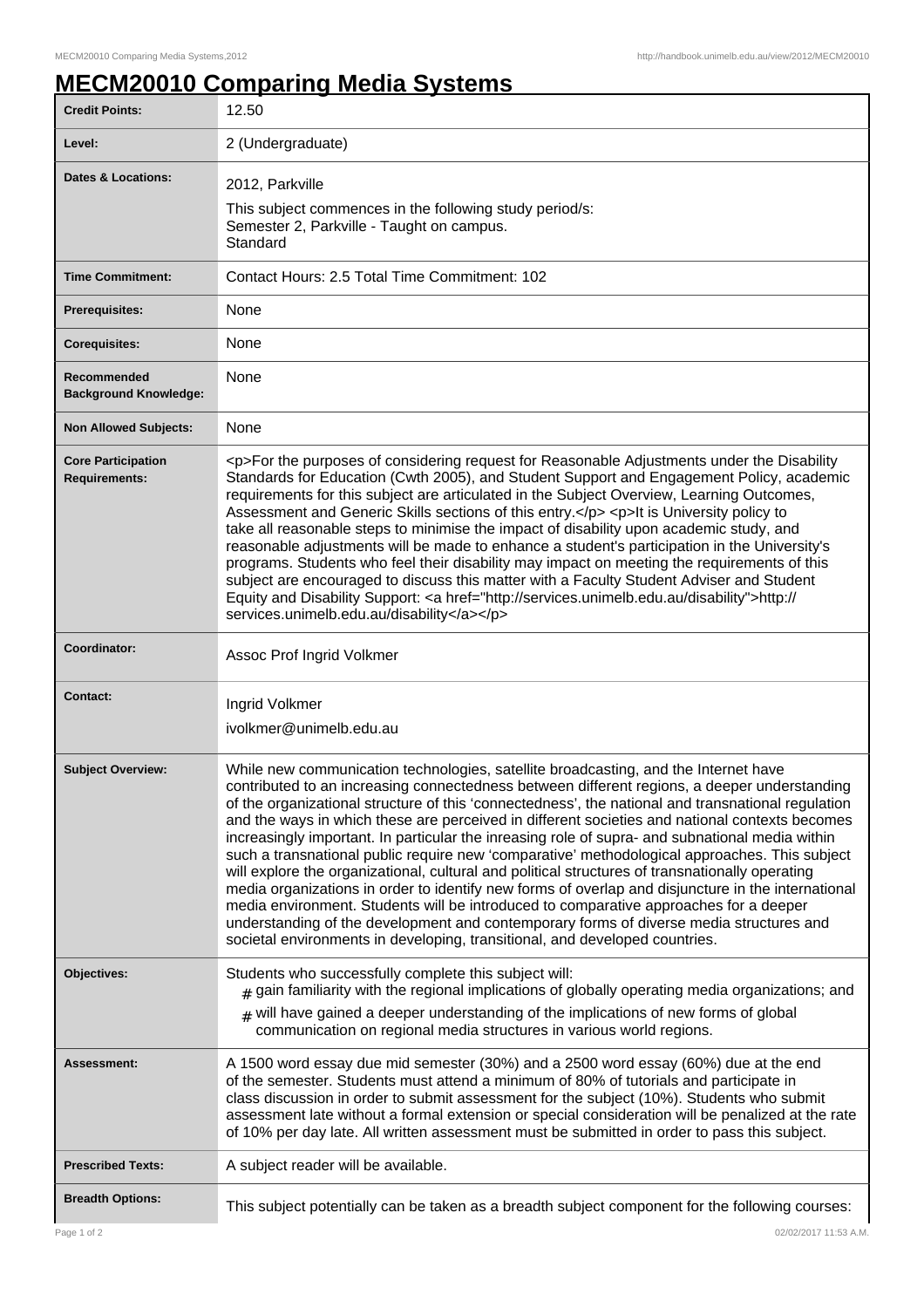# MECM20010 Comparing Media Systems

| | |
|---|---|
| **Credit Points:** | 12.50 |
| **Level:** | 2 (Undergraduate) |
| **Dates & Locations:** | 2012, Parkville<br>This subject commences in the following study period/s:<br>Semester 2, Parkville - Taught on campus.<br>Standard |
| **Time Commitment:** | Contact Hours: 2.5 Total Time Commitment: 102 |
| **Prerequisites:** | None |
| **Corequisites:** | None |
| **Recommended Background Knowledge:** | None |
| **Non Allowed Subjects:** | None |
| **Core Participation Requirements:** | <p>For the purposes of considering request for Reasonable Adjustments under the Disability Standards for Education (Cwth 2005), and Student Support and Engagement Policy, academic requirements for this subject are articulated in the Subject Overview, Learning Outcomes, Assessment and Generic Skills sections of this entry.</p> <p>It is University policy to take all reasonable steps to minimise the impact of disability upon academic study, and reasonable adjustments will be made to enhance a student's participation in the University's programs. Students who feel their disability may impact on meeting the requirements of this subject are encouraged to discuss this matter with a Faculty Student Adviser and Student Equity and Disability Support: <a href="http://services.unimelb.edu.au/disability">http://services.unimelb.edu.au/disability</a></p> |
| **Coordinator:** | Assoc Prof Ingrid Volkmer |
| **Contact:** | Ingrid Volkmer<br>ivolkmer@unimelb.edu.au |
| **Subject Overview:** | While new communication technologies, satellite broadcasting, and the Internet have contributed to an increasing connectedness between different regions, a deeper understanding of the organizational structure of this 'connectedness', the national and transnational regulation and the ways in which these are perceived in different societies and national contexts becomes increasingly important. In particular the inreasing role of supra- and subnational media within such a transnational public require new 'comparative' methodological approaches. This subject will explore the organizational, cultural and political structures of transnationally operating media organizations in order to identify new forms of overlap and disjuncture in the international media environment. Students will be introduced to comparative approaches for a deeper understanding of the development and contemporary forms of diverse media structures and societal environments in developing, transitional, and developed countries. |
| **Objectives:** | Students who successfully complete this subject will:<br># gain familiarity with the regional implications of globally operating media organizations; and<br># will have gained a deeper understanding of the implications of new forms of global communication on regional media structures in various world regions. |
| **Assessment:** | A 1500 word essay due mid semester (30%) and a 2500 word essay (60%) due at the end of the semester. Students must attend a minimum of 80% of tutorials and participate in class discussion in order to submit assessment for the subject (10%). Students who submit assessment late without a formal extension or special consideration will be penalized at the rate of 10% per day late. All written assessment must be submitted in order to pass this subject. |
| **Prescribed Texts:** | A subject reader will be available. |
| **Breadth Options:** | This subject potentially can be taken as a breadth subject component for the following courses: |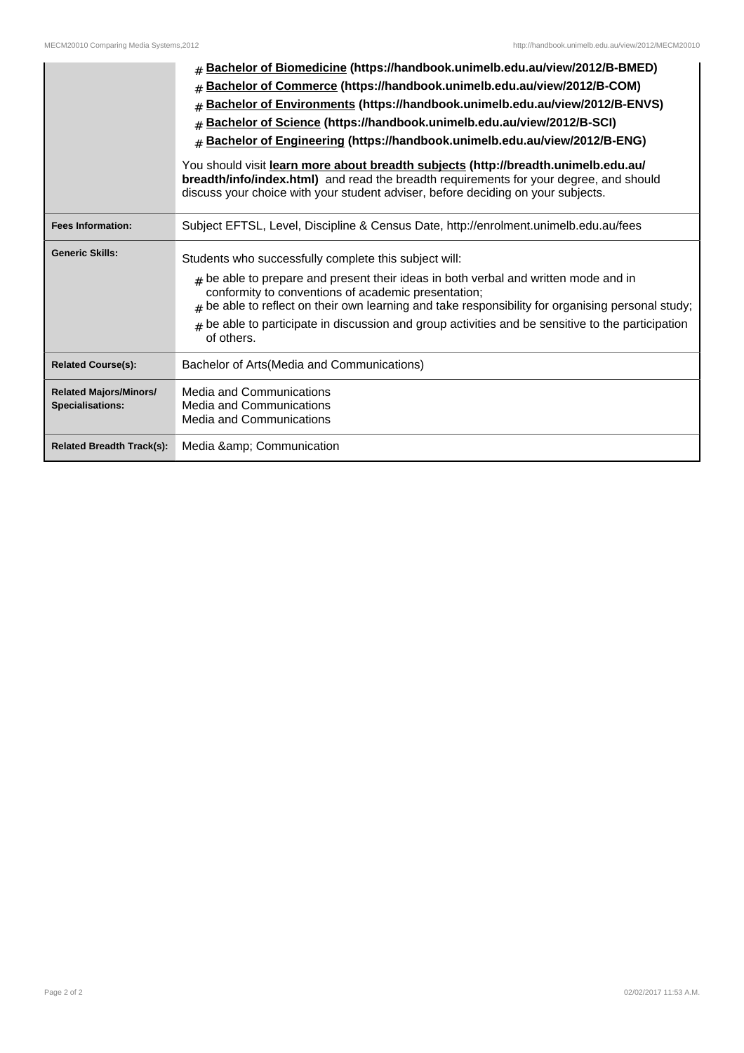| | |
|---|---|
| | # **Bachelor of Biomedicine (https://handbook.unimelb.edu.au/view/2012/B-BMED)**<br># **Bachelor of Commerce (https://handbook.unimelb.edu.au/view/2012/B-COM)**<br># **Bachelor of Environments (https://handbook.unimelb.edu.au/view/2012/B-ENVS)**<br># **Bachelor of Science (https://handbook.unimelb.edu.au/view/2012/B-SCI)**<br># **Bachelor of Engineering (https://handbook.unimelb.edu.au/view/2012/B-ENG)**<br><br>You should visit **learn more about breadth subjects (http://breadth.unimelb.edu.au/breadth/info/index.html)** and read the breadth requirements for your degree, and should discuss your choice with your student adviser, before deciding on your subjects. |
| **Fees Information:** | Subject EFTSL, Level, Discipline & Census Date, http://enrolment.unimelb.edu.au/fees |
| **Generic Skills:** | Students who successfully complete this subject will:<br># be able to prepare and present their ideas in both verbal and written mode and in conformity to conventions of academic presentation;<br># be able to reflect on their own learning and take responsibility for organising personal study;<br># be able to participate in discussion and group activities and be sensitive to the participation of others. |
| **Related Course(s):** | Bachelor of Arts(Media and Communications) |
| **Related Majors/Minors/ Specialisations:** | Media and Communications<br>Media and Communications<br>Media and Communications |
| **Related Breadth Track(s):** | Media &amp; Communication |